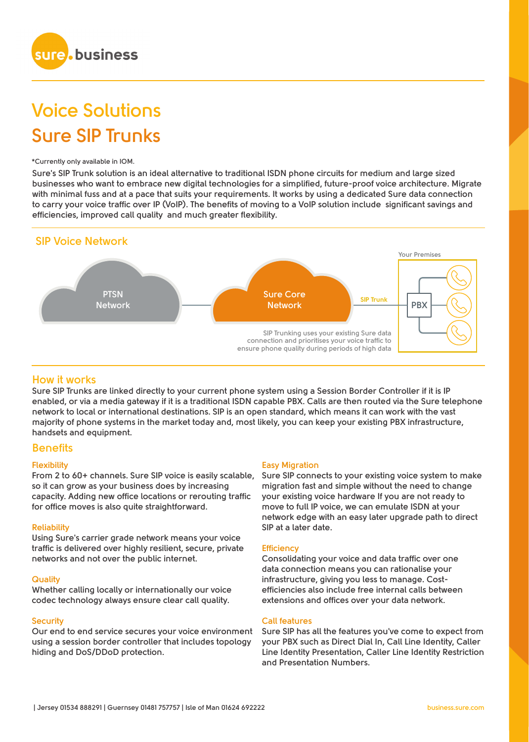# Voice Solutions

# Sure SIP Trunks

*Currently only available in IOM.

Sure's SIP Trunk solution is an ideal alternative to traditional ISDN phone circuits for medium and large sized businesses who want to embrace new digital technologies for a simplified, future-proof voice architecture. Migrate with minimal fuss and at a pace that suits your requirements. It works by using a dedicated Sure data connection to carry your voice traffic over IP (VoIP). The benefits of moving to a VoIP solution include significant savings and efficiencies, improved call quality and much greater flexibility.

## SIP Voice Network

PTSN Network

Sure Core Network

SIP Trunk

Your Premises

PBX

SIP Trunking uses your existing Sure data connection and prioritises your voice traffic to ensure phone quality during periods of high data

## How it works

Sure SIP Trunks are linked directly to your current phone system using a Session Border Controller if it is IP enabled, or via a media gateway if it is a traditional ISDN capable PBX. Calls are then routed via the Sure telephone network to local or international destinations. SIP is an open standard, which means it can work with the vast majority of phone systems in the market today and, most likely, you can keep your existing PBX infrastructure, handsets and equipment.

## Benefits

### Flexibility

From 2 to 60+ channels. Sure SIP voice is easily scalable, so it can grow as your business does by increasing capacity. Adding new office locations or rerouting traffic for office moves is also quite straightforward.

### Reliability

Using Sure's carrier grade network means your voice traffic is delivered over highly resilient, secure, private networks and not over the public internet.

### Quality

Whether calling locally or internationally our voice codec technology always ensure clear call quality.

### Security

Our end to end service secures your voice environment using a session border controller that includes topology hiding and DoS/DDoD protection.

### Easy Migration

Sure SIP connects to your existing voice system to make migration fast and simple without the need to change your existing voice hardware If you are not ready to move to full IP voice, we can emulate ISDN at your network edge with an easy later upgrade path to direct SIP at a later date.

### Efficiency

Consolidating your voice and data traffic over one data connection means you can rationalise your infrastructure, giving you less to manage. Cost-efficiencies also include free internal calls between extensions and offices over your data network.

### Call features

Sure SIP has all the features you've come to expect from your PBX such as Direct Dial In, Call Line Identity, Caller Line Identity Presentation, Caller Line Identity Restriction and Presentation Numbers.

| Jersey 01534 888291 | Guernsey 01481 757757 | Isle of Man 01624 692222

business.sure.com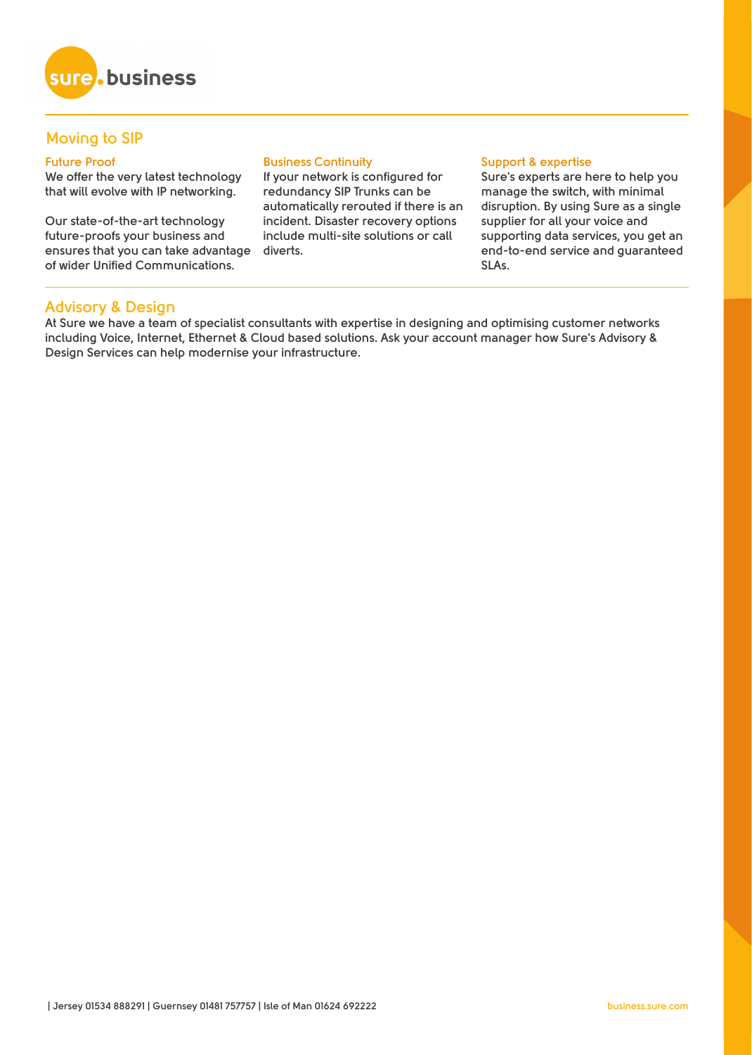## Moving to SIP

### Future Proof

We offer the very latest technology that will evolve with IP networking.

Our state-of-the-art technology future-proofs your business and ensures that you can take advantage of wider Unified Communications.

### Business Continuity

If your network is configured for redundancy SIP Trunks can be automatically rerouted if there is an incident. Disaster recovery options include multi-site solutions or call diverts.

### Support & expertise

Sure's experts are here to help you manage the switch, with minimal disruption. By using Sure as a single supplier for all your voice and supporting data services, you get an end-to-end service and guaranteed SLAs.

## Advisory & Design

At Sure we have a team of specialist consultants with expertise in designing and optimising customer networks including Voice, Internet, Ethernet & Cloud based solutions. Ask your account manager how Sure's Advisory & Design Services can help modernise your infrastructure.

| Jersey 01534 888291 | Guernsey 01481 757757 | Isle of Man 01624 692222

business.sure.com